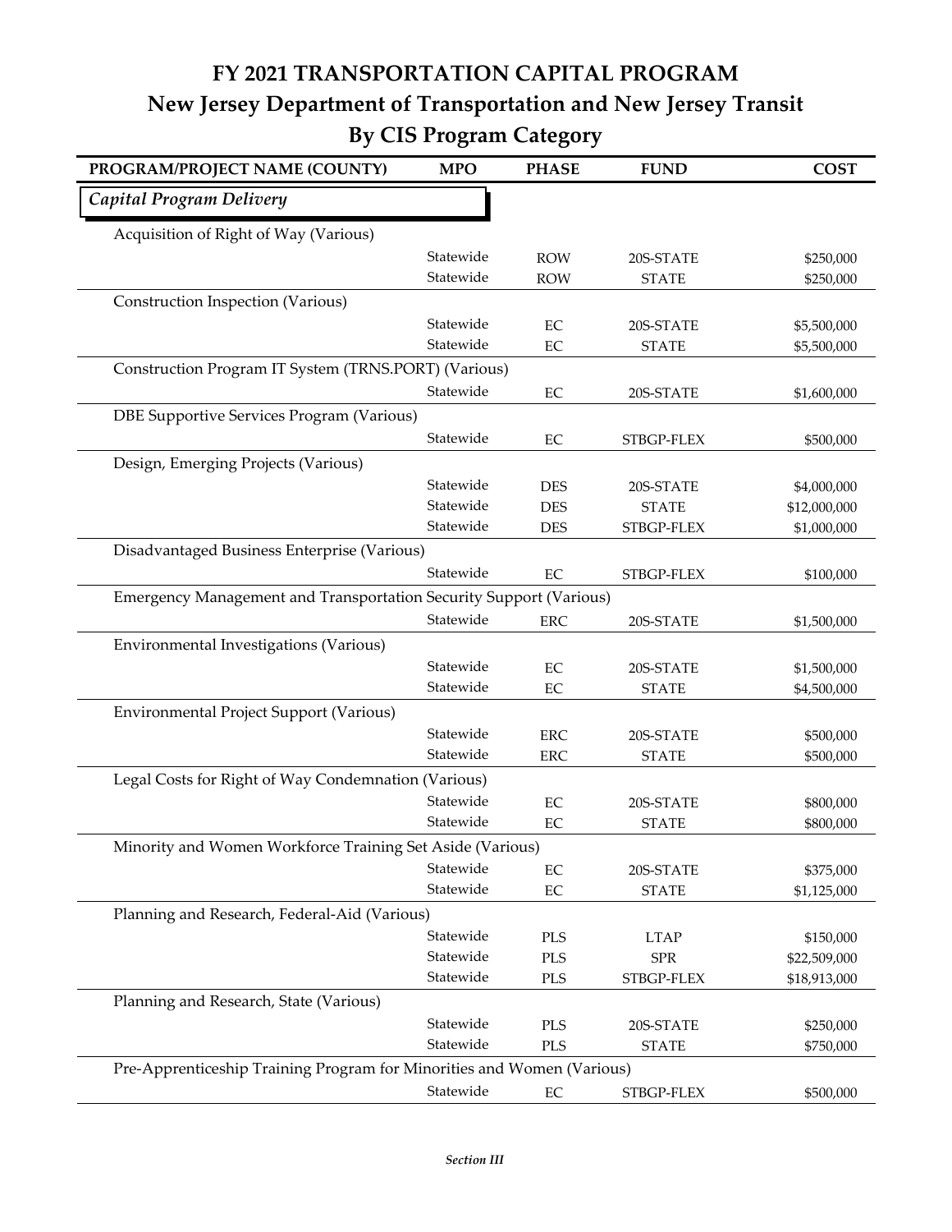# FY 2021 TRANSPORTATION CAPITAL PROGRAM

## New Jersey Department of Transportation and New Jersey Transit

## By CIS Program Category

| PROGRAM/PROJECT NAME (COUNTY) | MPO | PHASE | FUND | COST |
|---|---|---|---|---|
| ***Capital Program Delivery*** | | | | |
| Acquisition of Right of Way (Various) | | | | |
| | Statewide | ROW | 20S-STATE | $250,000 |
| | Statewide | ROW | STATE | $250,000 |
| Construction Inspection (Various) | | | | |
| | Statewide | EC | 20S-STATE | $5,500,000 |
| | Statewide | EC | STATE | $5,500,000 |
| Construction Program IT System (TRNS.PORT) (Various) | | | | |
| | Statewide | EC | 20S-STATE | $1,600,000 |
| DBE Supportive Services Program (Various) | | | | |
| | Statewide | EC | STBGP-FLEX | $500,000 |
| Design, Emerging Projects (Various) | | | | |
| | Statewide | DES | 20S-STATE | $4,000,000 |
| | Statewide | DES | STATE | $12,000,000 |
| | Statewide | DES | STBGP-FLEX | $1,000,000 |
| Disadvantaged Business Enterprise (Various) | | | | |
| | Statewide | EC | STBGP-FLEX | $100,000 |
| Emergency Management and Transportation Security Support (Various) | | | | |
| | Statewide | ERC | 20S-STATE | $1,500,000 |
| Environmental Investigations (Various) | | | | |
| | Statewide | EC | 20S-STATE | $1,500,000 |
| | Statewide | EC | STATE | $4,500,000 |
| Environmental Project Support (Various) | | | | |
| | Statewide | ERC | 20S-STATE | $500,000 |
| | Statewide | ERC | STATE | $500,000 |
| Legal Costs for Right of Way Condemnation (Various) | | | | |
| | Statewide | EC | 20S-STATE | $800,000 |
| | Statewide | EC | STATE | $800,000 |
| Minority and Women Workforce Training Set Aside (Various) | | | | |
| | Statewide | EC | 20S-STATE | $375,000 |
| | Statewide | EC | STATE | $1,125,000 |
| Planning and Research, Federal-Aid (Various) | | | | |
| | Statewide | PLS | LTAP | $150,000 |
| | Statewide | PLS | SPR | $22,509,000 |
| | Statewide | PLS | STBGP-FLEX | $18,913,000 |
| Planning and Research, State (Various) | | | | |
| | Statewide | PLS | 20S-STATE | $250,000 |
| | Statewide | PLS | STATE | $750,000 |
| Pre-Apprenticeship Training Program for Minorities and Women (Various) | | | | |
| | Statewide | EC | STBGP-FLEX | $500,000 |

*Section III*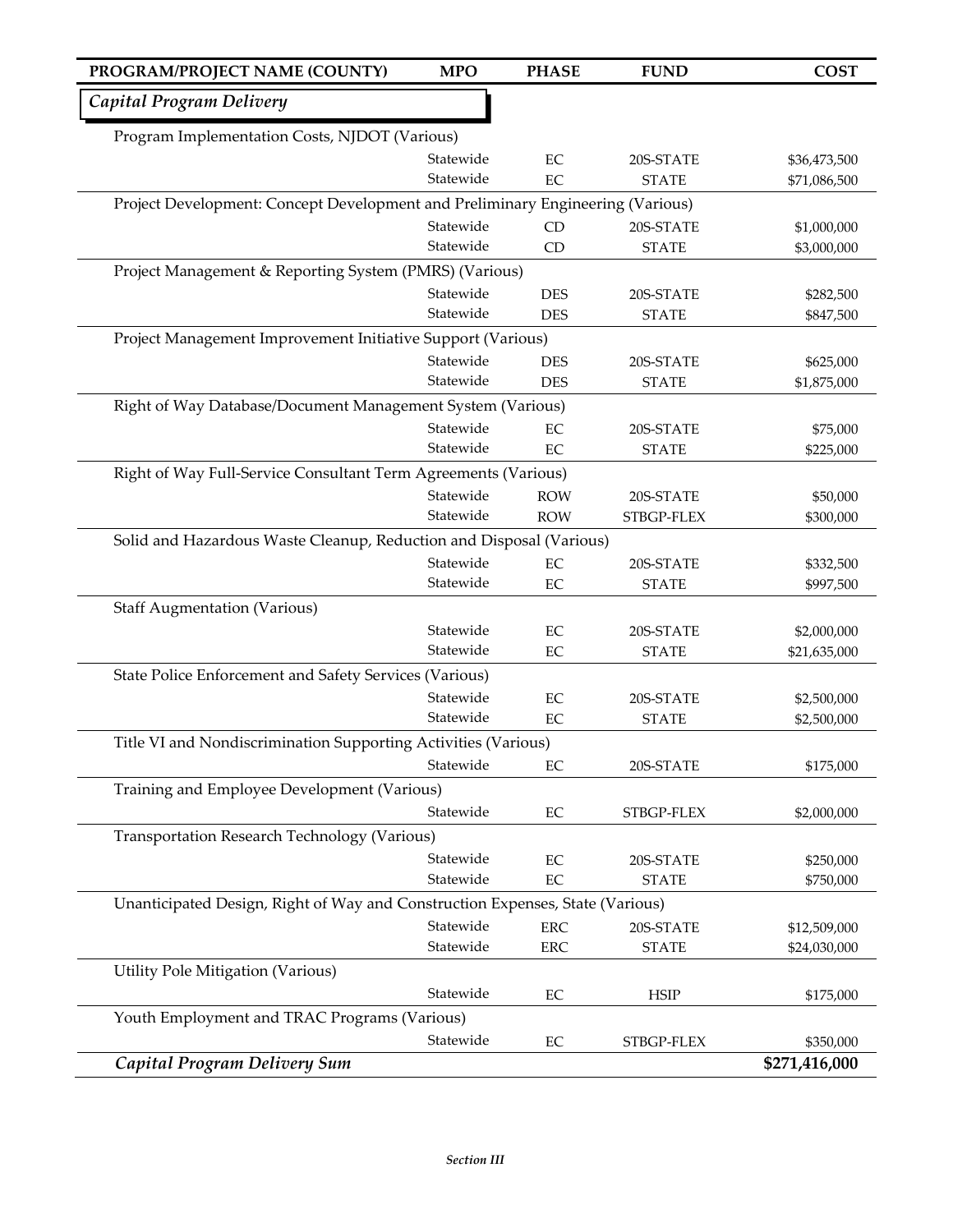| PROGRAM/PROJECT NAME (COUNTY) | MPO | PHASE | FUND | COST |
|---|---|---|---|---|
| ***Capital Program Delivery*** | | | | |
| Program Implementation Costs, NJDOT (Various) | | | | |
| | Statewide | EC | 20S-STATE | $36,473,500 |
| | Statewide | EC | STATE | $71,086,500 |
| Project Development: Concept Development and Preliminary Engineering (Various) | | | | |
| | Statewide | CD | 20S-STATE | $1,000,000 |
| | Statewide | CD | STATE | $3,000,000 |
| Project Management & Reporting System (PMRS) (Various) | | | | |
| | Statewide | DES | 20S-STATE | $282,500 |
| | Statewide | DES | STATE | $847,500 |
| Project Management Improvement Initiative Support (Various) | | | | |
| | Statewide | DES | 20S-STATE | $625,000 |
| | Statewide | DES | STATE | $1,875,000 |
| Right of Way Database/Document Management System (Various) | | | | |
| | Statewide | EC | 20S-STATE | $75,000 |
| | Statewide | EC | STATE | $225,000 |
| Right of Way Full-Service Consultant Term Agreements (Various) | | | | |
| | Statewide | ROW | 20S-STATE | $50,000 |
| | Statewide | ROW | STBGP-FLEX | $300,000 |
| Solid and Hazardous Waste Cleanup, Reduction and Disposal (Various) | | | | |
| | Statewide | EC | 20S-STATE | $332,500 |
| | Statewide | EC | STATE | $997,500 |
| Staff Augmentation (Various) | | | | |
| | Statewide | EC | 20S-STATE | $2,000,000 |
| | Statewide | EC | STATE | $21,635,000 |
| State Police Enforcement and Safety Services (Various) | | | | |
| | Statewide | EC | 20S-STATE | $2,500,000 |
| | Statewide | EC | STATE | $2,500,000 |
| Title VI and Nondiscrimination Supporting Activities (Various) | | | | |
| | Statewide | EC | 20S-STATE | $175,000 |
| Training and Employee Development (Various) | | | | |
| | Statewide | EC | STBGP-FLEX | $2,000,000 |
| Transportation Research Technology (Various) | | | | |
| | Statewide | EC | 20S-STATE | $250,000 |
| | Statewide | EC | STATE | $750,000 |
| Unanticipated Design, Right of Way and Construction Expenses, State (Various) | | | | |
| | Statewide | ERC | 20S-STATE | $12,509,000 |
| | Statewide | ERC | STATE | $24,030,000 |
| Utility Pole Mitigation (Various) | | | | |
| | Statewide | EC | HSIP | $175,000 |
| Youth Employment and TRAC Programs (Various) | | | | |
| | Statewide | EC | STBGP-FLEX | $350,000 |
| ***Capital Program Delivery Sum*** | | | | **$271,416,000** |

*Section III*